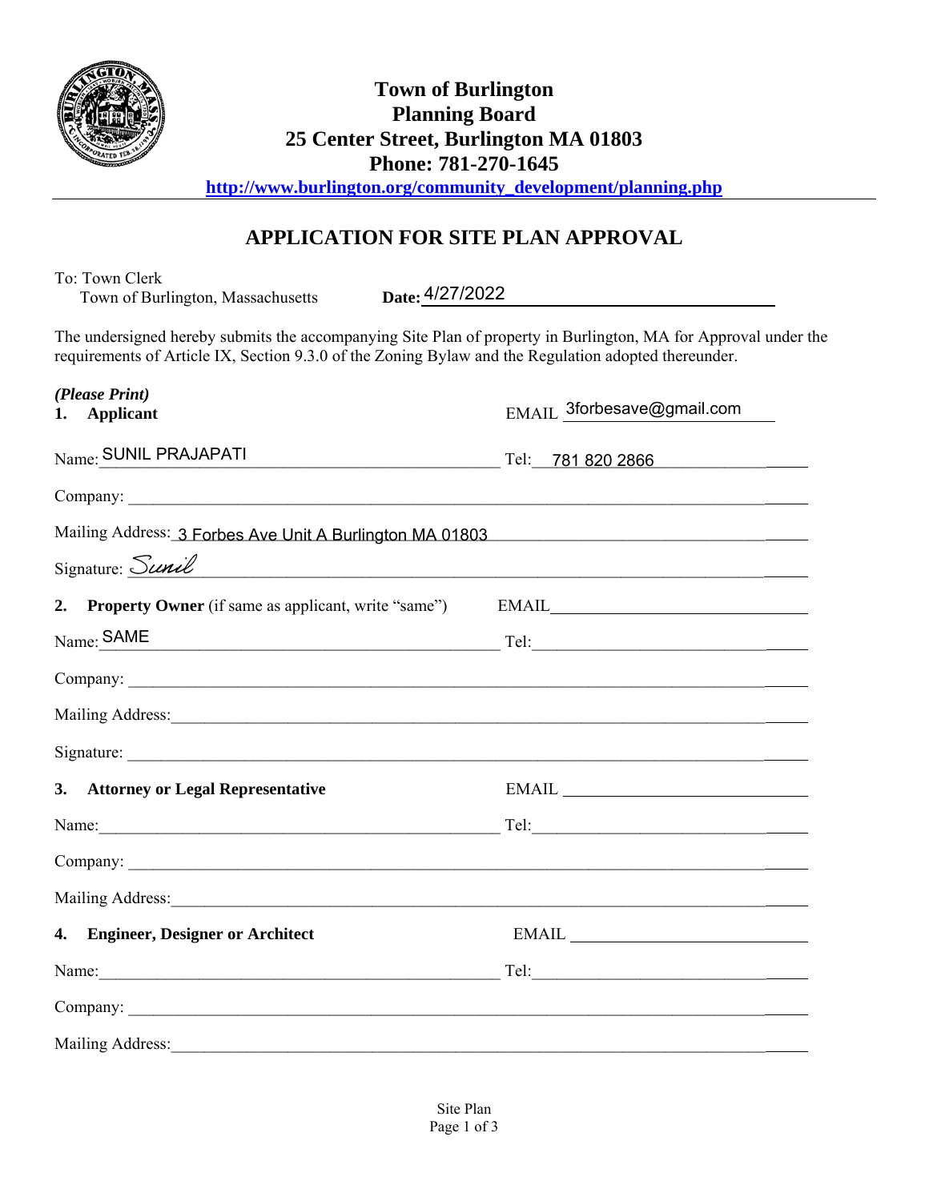# Town of Burlington
## Planning Board
## 25 Center Street, Burlington MA 01803
## Phone: 781-270-1645

**http://www.burlington.org/community_development/planning.php**

## APPLICATION FOR SITE PLAN APPROVAL

To: Town Clerk
Town of Burlington, Massachusetts

**Date:** 4/27/2022

The undersigned hereby submits the accompanying Site Plan of property in Burlington, MA for Approval under the requirements of Article IX, Section 9.3.0 of the Zoning Bylaw and the Regulation adopted thereunder.

***(Please Print)***

**1. Applicant** EMAIL 3forbesave@gmail.com

Name: SUNIL PRAJAPATI Tel: 781 820 2866

Company: ______

Mailing Address: 3 Forbes Ave Unit A Burlington MA 01803

Signature: Sunil

**2. Property Owner** (if same as applicant, write "same") EMAIL______

Name: SAME Tel:______

Company: ______

Mailing Address: ______

Signature: ______

**3. Attorney or Legal Representative** EMAIL ______

Name: ______ Tel: ______

Company: ______

Mailing Address: ______

**4. Engineer, Designer or Architect** EMAIL ______

Name: ______ Tel: ______

Company: ______

Mailing Address: ______

Site Plan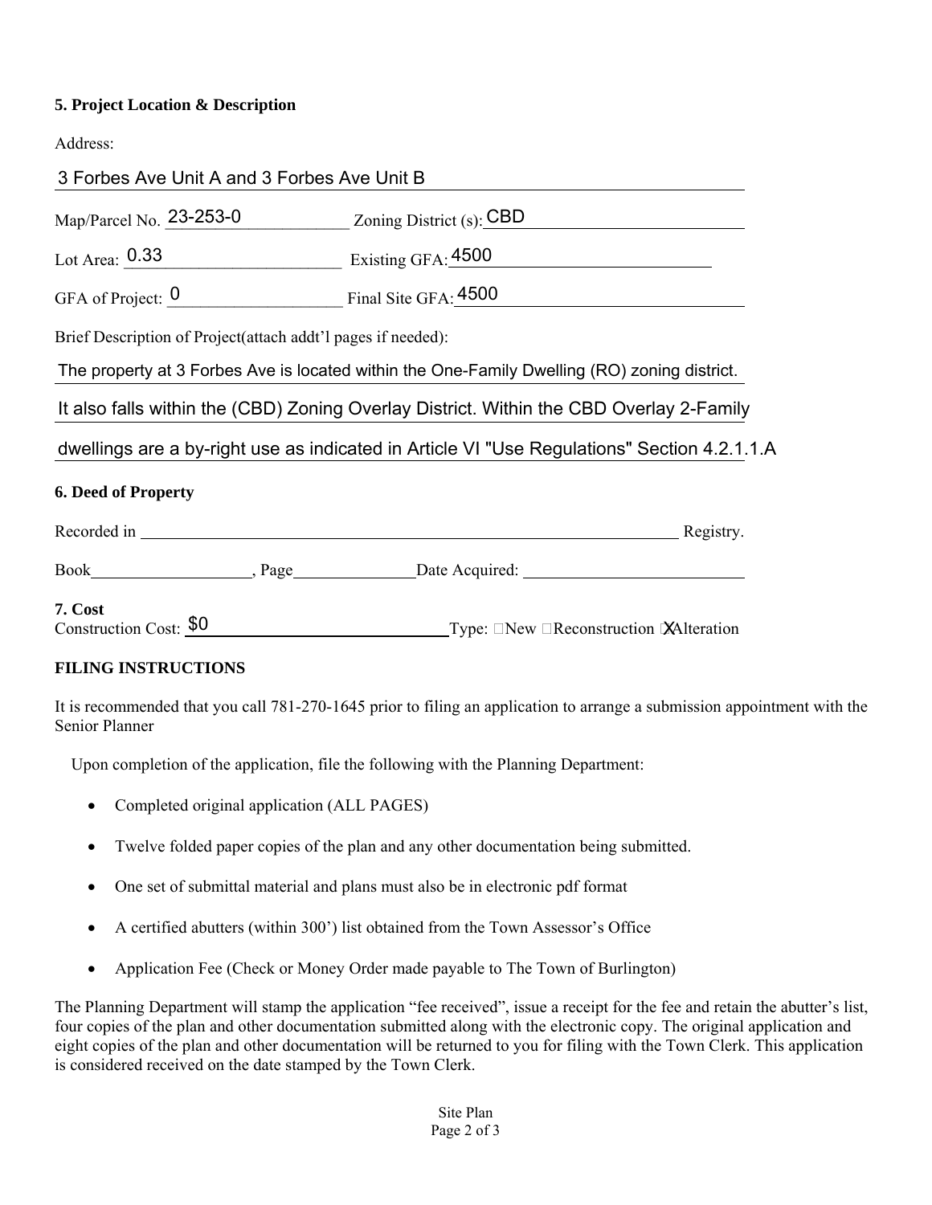**5. Project Location & Description**

Address:

3 Forbes Ave Unit A and 3 Forbes Ave Unit B

Map/Parcel No. 23-253-0 Zoning District (s): CBD

Lot Area: 0.33 Existing GFA: 4500

GFA of Project: 0 Final Site GFA: 4500

Brief Description of Project(attach addt'l pages if needed):

The property at 3 Forbes Ave is located within the One-Family Dwelling (RO) zoning district. It also falls within the (CBD) Zoning Overlay District. Within the CBD Overlay 2-Family dwellings are a by-right use as indicated in Article VI "Use Regulations" Section 4.2.1.1.A

**6. Deed of Property**

Recorded in ______________________________ Registry.

Book__________, Page__________Date Acquired: __________

**7. Cost**

Construction Cost: $0 Type: ☐New ☐Reconstruction ☒Alteration

**FILING INSTRUCTIONS**

It is recommended that you call 781-270-1645 prior to filing an application to arrange a submission appointment with the Senior Planner

Upon completion of the application, file the following with the Planning Department:

- Completed original application (ALL PAGES)
- Twelve folded paper copies of the plan and any other documentation being submitted.
- One set of submittal material and plans must also be in electronic pdf format
- A certified abutters (within 300') list obtained from the Town Assessor's Office
- Application Fee (Check or Money Order made payable to The Town of Burlington)

The Planning Department will stamp the application "fee received", issue a receipt for the fee and retain the abutter's list, four copies of the plan and other documentation submitted along with the electronic copy. The original application and eight copies of the plan and other documentation will be returned to you for filing with the Town Clerk. This application is considered received on the date stamped by the Town Clerk.

Site Plan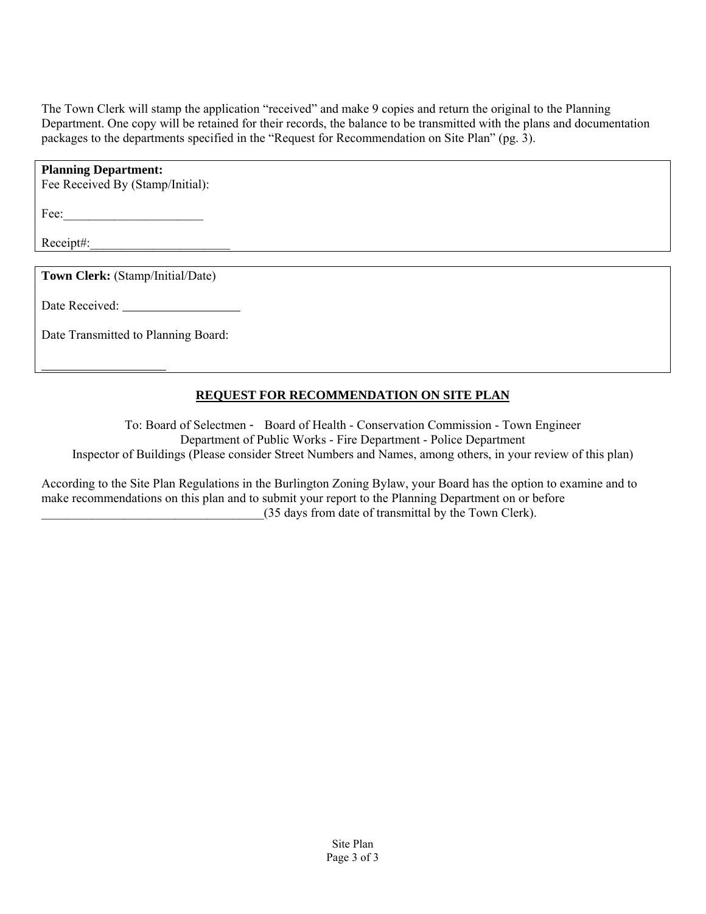The Town Clerk will stamp the application "received" and make 9 copies and return the original to the Planning Department. One copy will be retained for their records, the balance to be transmitted with the plans and documentation packages to the departments specified in the "Request for Recommendation on Site Plan" (pg. 3).

**Planning Department:**
Fee Received By (Stamp/Initial):

Fee:______________________

Receipt#:______________________

**Town Clerk:** (Stamp/Initial/Date)

Date Received: ___________________

Date Transmitted to Planning Board:

____________________

**REQUEST FOR RECOMMENDATION ON SITE PLAN**

To: Board of Selectmen - Board of Health - Conservation Commission - Town Engineer
Department of Public Works - Fire Department - Police Department
Inspector of Buildings (Please consider Street Numbers and Names, among others, in your review of this plan)

According to the Site Plan Regulations in the Burlington Zoning Bylaw, your Board has the option to examine and to make recommendations on this plan and to submit your report to the Planning Department on or before ___________________________________(35 days from date of transmittal by the Town Clerk).